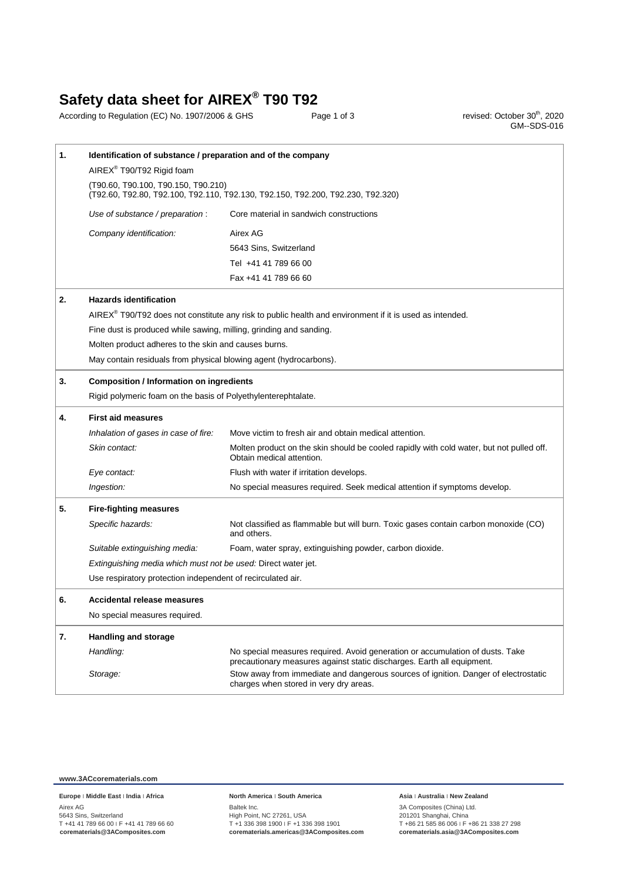# Safety data sheet for AIREX® T90 T92

According to Regulation (EC) No. 1907/2006 & GHS

revised: October 30th, 2020
GM--SDS-016

## 1. Identification of substance / preparation and of the company

AIREX® T90/T92 Rigid foam

(T90.60, T90.100, T90.150, T90.210)
(T92.60, T92.80, T92.100, T92.110, T92.130, T92.150, T92.200, T92.230, T92.320)

| | |
|---|---|
| *Use of substance / preparation* : | Core material in sandwich constructions |
| *Company identification:* | Airex AG<br>5643 Sins, Switzerland<br>Tel +41 41 789 66 00<br>Fax +41 41 789 66 60 |

## 2. Hazards identification

AIREX® T90/T92 does not constitute any risk to public health and environment if it is used as intended.

Fine dust is produced while sawing, milling, grinding and sanding.

Molten product adheres to the skin and causes burns.

May contain residuals from physical blowing agent (hydrocarbons).

## 3. Composition / Information on ingredients

Rigid polymeric foam on the basis of Polyethylenterephtalate.

## 4. First aid measures

| | |
|---|---|
| *Inhalation of gases in case of fire:* | Move victim to fresh air and obtain medical attention. |
| *Skin contact:* | Molten product on the skin should be cooled rapidly with cold water, but not pulled off. Obtain medical attention. |
| *Eye contact:* | Flush with water if irritation develops. |
| *Ingestion:* | No special measures required. Seek medical attention if symptoms develop. |

## 5. Fire-fighting measures

| | |
|---|---|
| *Specific hazards:* | Not classified as flammable but will burn. Toxic gases contain carbon monoxide (CO) and others. |
| *Suitable extinguishing media:* | Foam, water spray, extinguishing powder, carbon dioxide. |

*Extinguishing media which must not be used:* Direct water jet.

Use respiratory protection independent of recirculated air.

## 6. Accidental release measures

No special measures required.

## 7. Handling and storage

| | |
|---|---|
| *Handling:* | No special measures required. Avoid generation or accumulation of dusts. Take precautionary measures against static discharges. Earth all equipment. |
| *Storage:* | Stow away from immediate and dangerous sources of ignition. Danger of electrostatic charges when stored in very dry areas. |

**www.3ACcorematerials.com**

**Europe | Middle East | India | Africa**
Airex AG
5643 Sins, Switzerland
T +41 41 789 66 00 | F +41 41 789 66 60
**corematerials@3ACompsites.com**

**North America | South America**
Baltek Inc.
High Point, NC 27261, USA
T +1 336 398 1900 | F +1 336 398 1901
**corematerials.americas@3ACompsites.com**

**Asia | Australia | New Zealand**
3A Composites (China) Ltd.
201201 Shanghai, China
T +86 21 585 86 006 | F +86 21 338 27 298
**corematerials.asia@3ACompsites.com**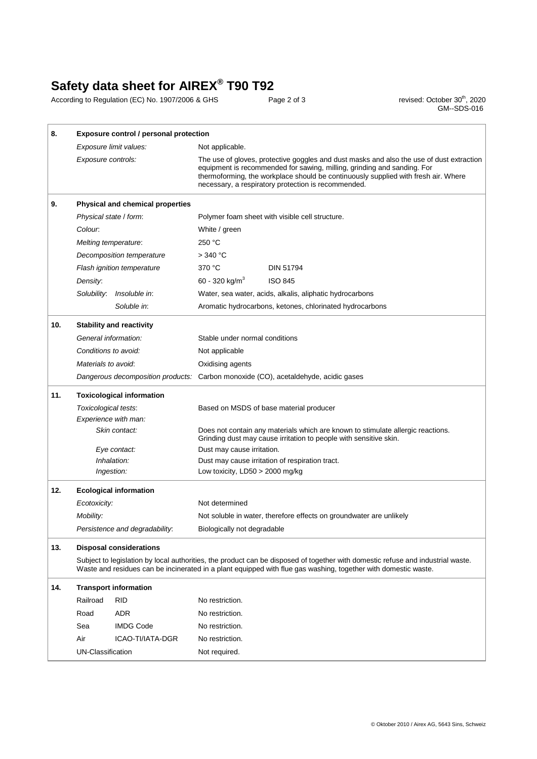# Safety data sheet for AIREX® T90 T92

According to Regulation (EC) No. 1907/2006 & GHS

revised: October 30th, 2020
GM--SDS-016

## 8. Exposure control / personal protection

| | |
|---|---|
| *Exposure limit values:* | Not applicable. |
| *Exposure controls:* | The use of gloves, protective goggles and dust masks and also the use of dust extraction equipment is recommended for sawing, milling, grinding and sanding. For thermoforming, the workplace should be continuously supplied with fresh air. Where necessary, a respiratory protection is recommended. |

## 9. Physical and chemical properties

| | | |
|---|---|---|
| *Physical state / form*: | Polymer foam sheet with visible cell structure. | |
| *Colour*: | White / green | |
| *Melting temperature*: | 250 °C | |
| *Decomposition temperature* | > 340 °C | |
| *Flash ignition temperature* | 370 °C | DIN 51794 |
| *Density*: | 60 - 320 kg/m³ | ISO 845 |
| *Solubility*: *Insoluble in*: | Water, sea water, acids, alkalis, aliphatic hydrocarbons | |
| *Soluble in*: | Aromatic hydrocarbons, ketones, chlorinated hydrocarbons | |

## 10. Stability and reactivity

| | |
|---|---|
| *General information:* | Stable under normal conditions |
| *Conditions to avoid:* | Not applicable |
| *Materials to avoid*: | Oxidising agents |
| *Dangerous decomposition products:* | Carbon monoxide (CO), acetaldehyde, acidic gases |

## 11. Toxicological information

| | |
|---|---|
| *Toxicological tests*: | Based on MSDS of base material producer |
| *Experience with man:* | |
| *Skin contact:* | Does not contain any materials which are known to stimulate allergic reactions. Grinding dust may cause irritation to people with sensitive skin. |
| *Eye contact:* | Dust may cause irritation. |
| *Inhalation:* | Dust may cause irritation of respiration tract. |
| *Ingestion:* | Low toxicity, LD50 > 2000 mg/kg |

## 12. Ecological information

| | |
|---|---|
| *Ecotoxicity:* | Not determined |
| *Mobility:* | Not soluble in water, therefore effects on groundwater are unlikely |
| *Persistence and degradability*: | Biologically not degradable |

## 13. Disposal considerations

Subject to legislation by local authorities, the product can be disposed of together with domestic refuse and industrial waste. Waste and residues can be incinerated in a plant equipped with flue gas washing, together with domestic waste.

## 14. Transport information

| | | |
|---|---|---|
| Railroad | RID | No restriction. |
| Road | ADR | No restriction. |
| Sea | IMDG Code | No restriction. |
| Air | ICAO-TI/IATA-DGR | No restriction. |
| UN-Classification | | Not required. |

© Oktober 2010 / Airex AG, 5643 Sins, Schweiz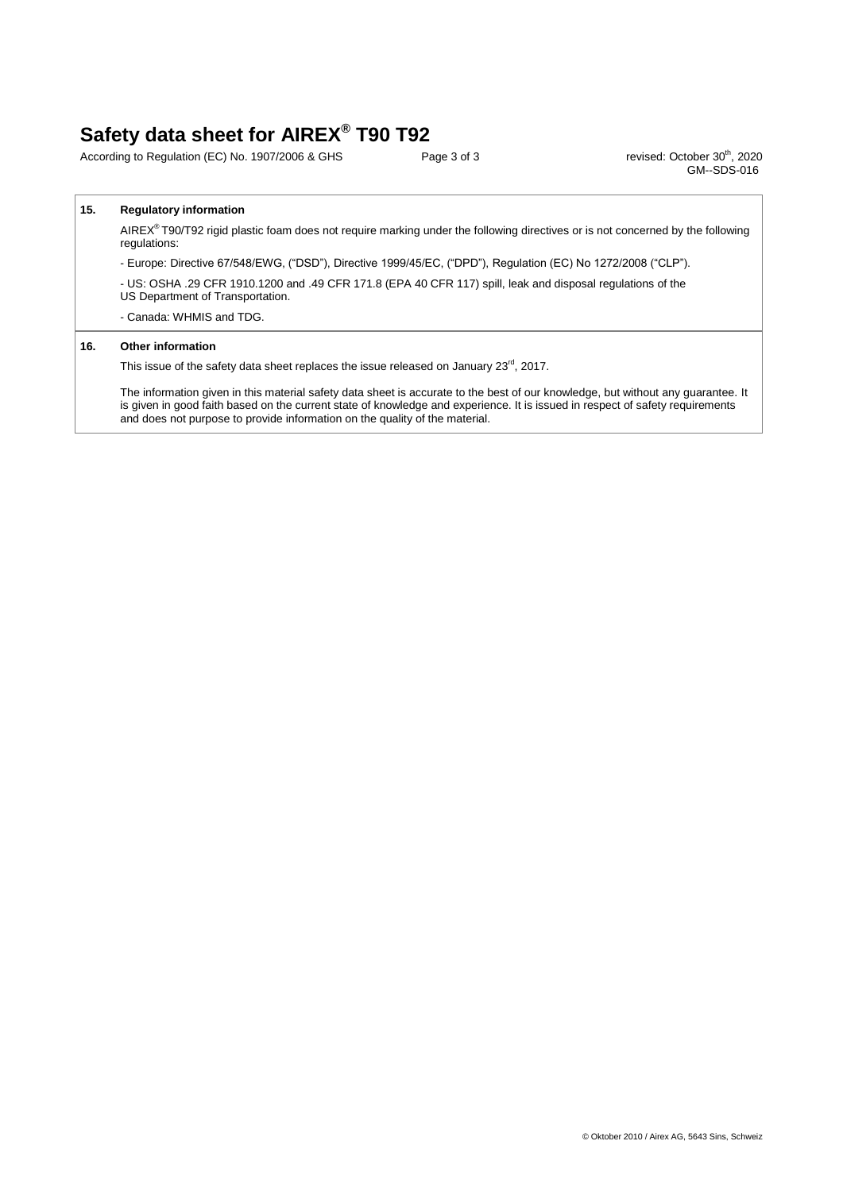## 15. Regulatory information

AIREX® T90/T92 rigid plastic foam does not require marking under the following directives or is not concerned by the following regulations:

- Europe: Directive 67/548/EWG, ("DSD"), Directive 1999/45/EC, ("DPD"), Regulation (EC) No 1272/2008 ("CLP").

- US: OSHA .29 CFR 1910.1200 and .49 CFR 171.8 (EPA 40 CFR 117) spill, leak and disposal regulations of the US Department of Transportation.

- Canada: WHMIS and TDG.

## 16. Other information

This issue of the safety data sheet replaces the issue released on January 23rd, 2017.

The information given in this material safety data sheet is accurate to the best of our knowledge, but without any guarantee. It is given in good faith based on the current state of knowledge and experience. It is issued in respect of safety requirements and does not purpose to provide information on the quality of the material.